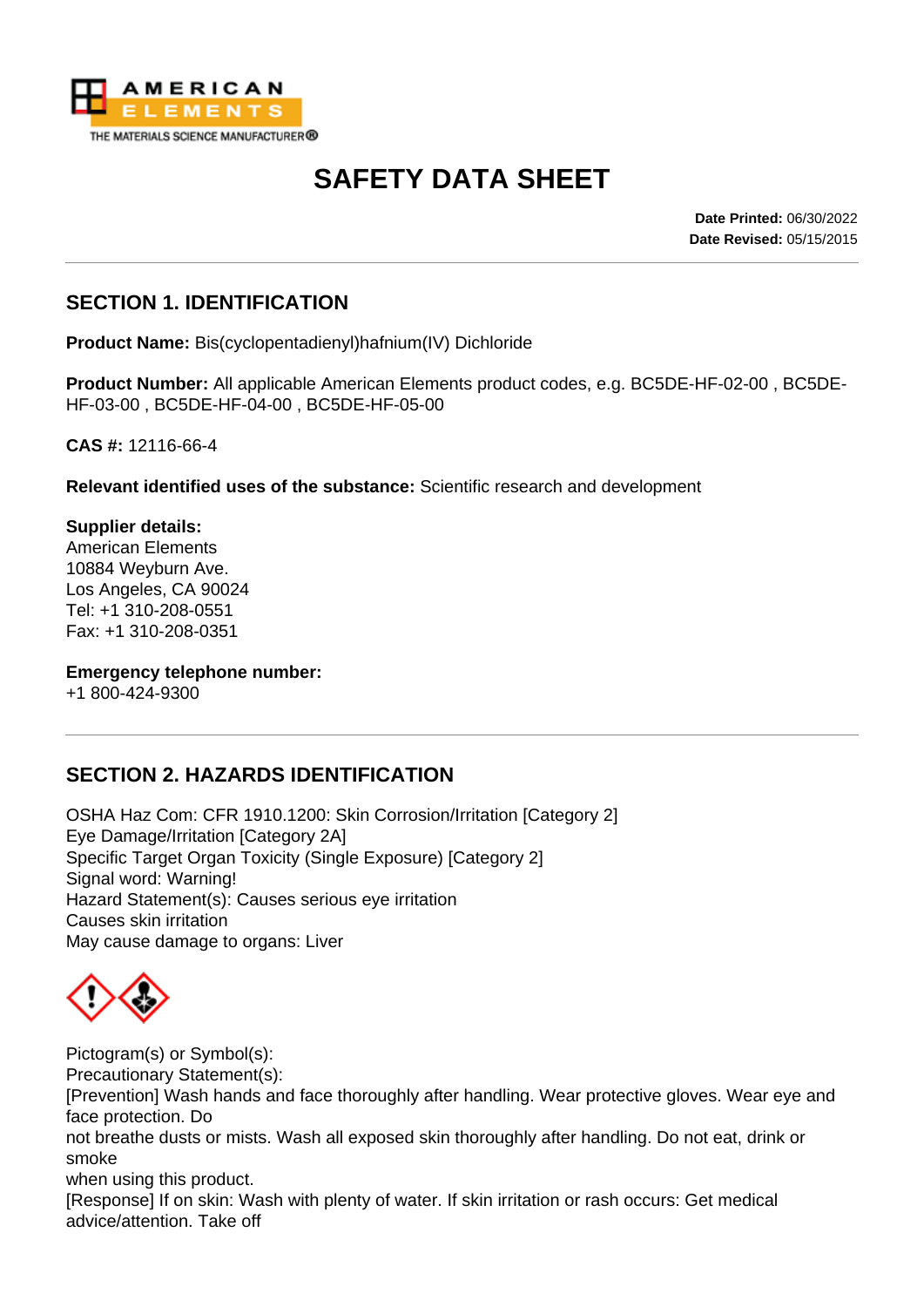# SAFETY DATA SHEET

**Date Printed:** 06/30/2022
**Date Revised:** 05/15/2015

## SECTION 1. IDENTIFICATION

**Product Name:** Bis(cyclopentadienyl)hafnium(IV) Dichloride

**Product Number:** All applicable American Elements product codes, e.g. BC5DE-HF-02-00 , BC5DE-HF-03-00 , BC5DE-HF-04-00 , BC5DE-HF-05-00

**CAS #:** 12116-66-4

**Relevant identified uses of the substance:** Scientific research and development

**Supplier details:**
American Elements
10884 Weyburn Ave.
Los Angeles, CA 90024
Tel: +1 310-208-0551
Fax: +1 310-208-0351

**Emergency telephone number:**
+1 800-424-9300

## SECTION 2. HAZARDS IDENTIFICATION

OSHA Haz Com: CFR 1910.1200: Skin Corrosion/Irritation [Category 2]
Eye Damage/Irritation [Category 2A]
Specific Target Organ Toxicity (Single Exposure) [Category 2]
Signal word: Warning!
Hazard Statement(s): Causes serious eye irritation
Causes skin irritation
May cause damage to organs: Liver

Pictogram(s) or Symbol(s):
Precautionary Statement(s):
[Prevention] Wash hands and face thoroughly after handling. Wear protective gloves. Wear eye and face protection. Do
not breathe dusts or mists. Wash all exposed skin thoroughly after handling. Do not eat, drink or smoke
when using this product.
[Response] If on skin: Wash with plenty of water. If skin irritation or rash occurs: Get medical advice/attention. Take off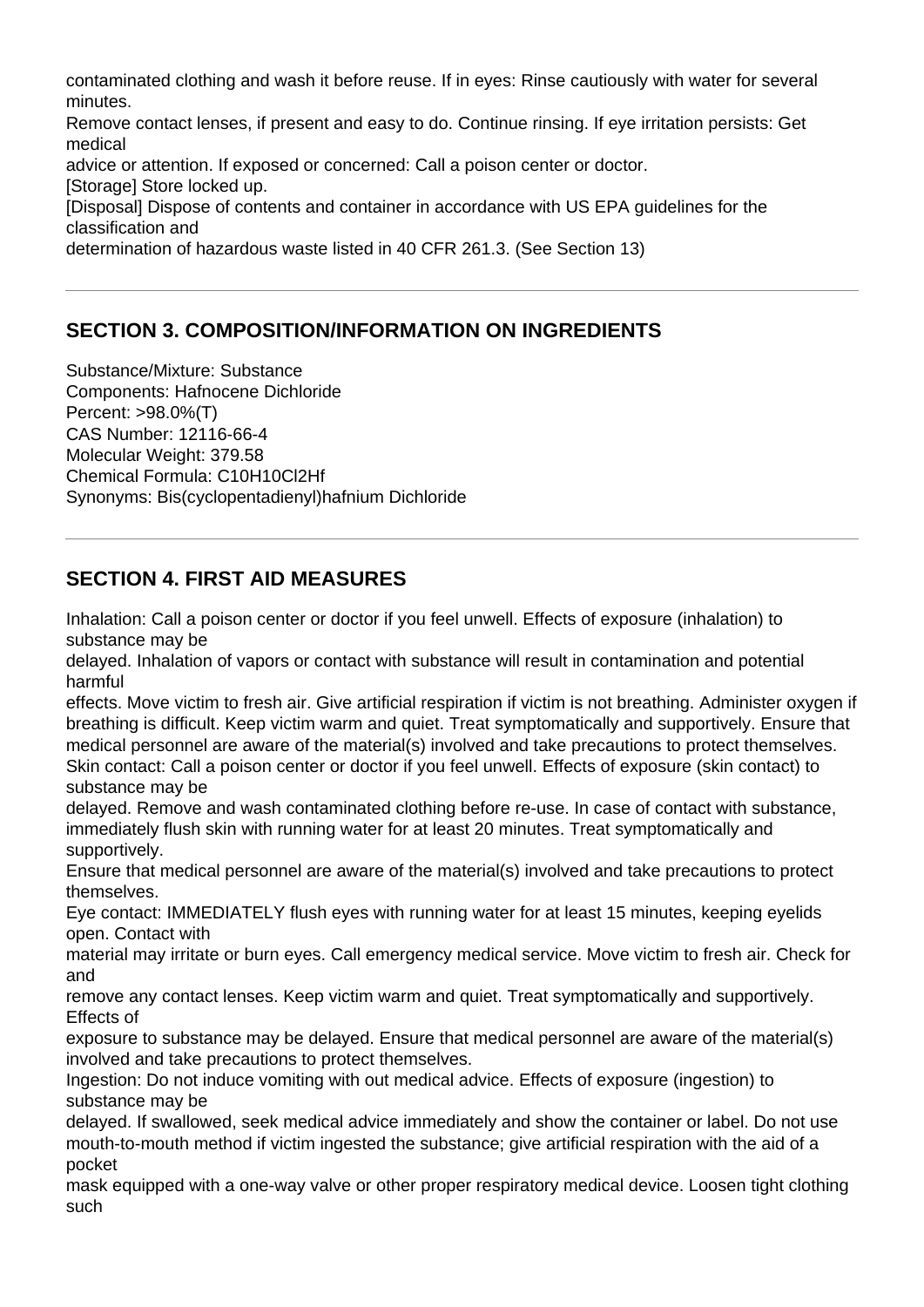contaminated clothing and wash it before reuse. If in eyes: Rinse cautiously with water for several minutes.
Remove contact lenses, if present and easy to do. Continue rinsing. If eye irritation persists: Get medical
advice or attention. If exposed or concerned: Call a poison center or doctor.
[Storage] Store locked up.
[Disposal] Dispose of contents and container in accordance with US EPA guidelines for the classification and
determination of hazardous waste listed in 40 CFR 261.3. (See Section 13)

---

## SECTION 3. COMPOSITION/INFORMATION ON INGREDIENTS

Substance/Mixture: Substance
Components: Hafnocene Dichloride
Percent: >98.0%(T)
CAS Number: 12116-66-4
Molecular Weight: 379.58
Chemical Formula: $C_{10}H_{10}Cl_2Hf$
Synonyms: Bis(cyclopentadienyl)hafnium Dichloride

---

## SECTION 4. FIRST AID MEASURES

Inhalation: Call a poison center or doctor if you feel unwell. Effects of exposure (inhalation) to substance may be
delayed. Inhalation of vapors or contact with substance will result in contamination and potential harmful
effects. Move victim to fresh air. Give artificial respiration if victim is not breathing. Administer oxygen if breathing is difficult. Keep victim warm and quiet. Treat symptomatically and supportively. Ensure that medical personnel are aware of the material(s) involved and take precautions to protect themselves.
Skin contact: Call a poison center or doctor if you feel unwell. Effects of exposure (skin contact) to substance may be
delayed. Remove and wash contaminated clothing before re-use. In case of contact with substance, immediately flush skin with running water for at least 20 minutes. Treat symptomatically and supportively.
Ensure that medical personnel are aware of the material(s) involved and take precautions to protect themselves.
Eye contact: IMMEDIATELY flush eyes with running water for at least 15 minutes, keeping eyelids open. Contact with
material may irritate or burn eyes. Call emergency medical service. Move victim to fresh air. Check for and
remove any contact lenses. Keep victim warm and quiet. Treat symptomatically and supportively. Effects of
exposure to substance may be delayed. Ensure that medical personnel are aware of the material(s) involved and take precautions to protect themselves.
Ingestion: Do not induce vomiting with out medical advice. Effects of exposure (ingestion) to substance may be
delayed. If swallowed, seek medical advice immediately and show the container or label. Do not use mouth-to-mouth method if victim ingested the substance; give artificial respiration with the aid of a pocket
mask equipped with a one-way valve or other proper respiratory medical device. Loosen tight clothing such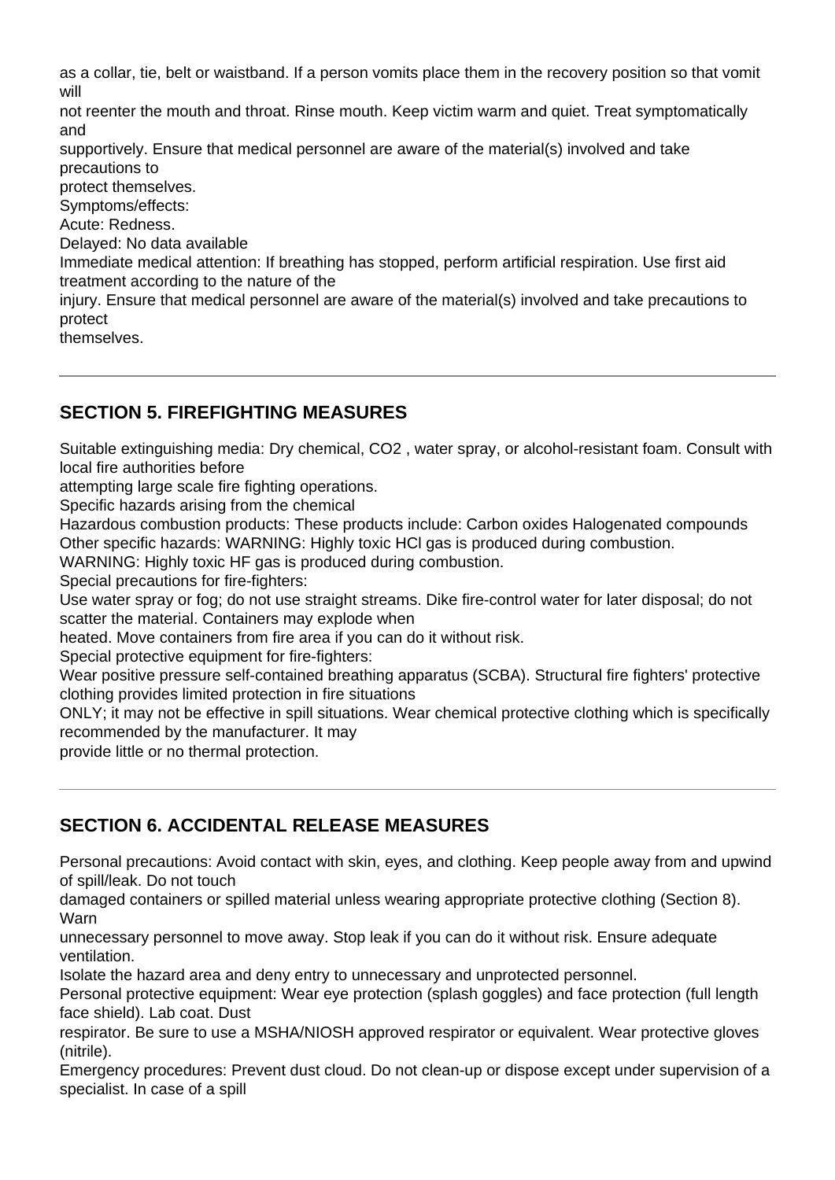as a collar, tie, belt or waistband. If a person vomits place them in the recovery position so that vomit will not reenter the mouth and throat. Rinse mouth. Keep victim warm and quiet. Treat symptomatically and supportively. Ensure that medical personnel are aware of the material(s) involved and take precautions to protect themselves.

Symptoms/effects:

Acute: Redness.

Delayed: No data available

Immediate medical attention: If breathing has stopped, perform artificial respiration. Use first aid treatment according to the nature of the injury. Ensure that medical personnel are aware of the material(s) involved and take precautions to protect themselves.

---

## SECTION 5. FIREFIGHTING MEASURES

Suitable extinguishing media: Dry chemical, $CO_2$ , water spray, or alcohol-resistant foam. Consult with local fire authorities before attempting large scale fire fighting operations.

Specific hazards arising from the chemical

Hazardous combustion products: These products include: Carbon oxides Halogenated compounds

Other specific hazards: WARNING: Highly toxic HCl gas is produced during combustion.

WARNING: Highly toxic HF gas is produced during combustion.

Special precautions for fire-fighters:

Use water spray or fog; do not use straight streams. Dike fire-control water for later disposal; do not scatter the material. Containers may explode when heated. Move containers from fire area if you can do it without risk.

Special protective equipment for fire-fighters:

Wear positive pressure self-contained breathing apparatus (SCBA). Structural fire fighters' protective clothing provides limited protection in fire situations ONLY; it may not be effective in spill situations. Wear chemical protective clothing which is specifically recommended by the manufacturer. It may provide little or no thermal protection.

---

## SECTION 6. ACCIDENTAL RELEASE MEASURES

Personal precautions: Avoid contact with skin, eyes, and clothing. Keep people away from and upwind of spill/leak. Do not touch damaged containers or spilled material unless wearing appropriate protective clothing (Section 8). Warn unnecessary personnel to move away. Stop leak if you can do it without risk. Ensure adequate ventilation.

Isolate the hazard area and deny entry to unnecessary and unprotected personnel.

Personal protective equipment: Wear eye protection (splash goggles) and face protection (full length face shield). Lab coat. Dust respirator. Be sure to use a MSHA/NIOSH approved respirator or equivalent. Wear protective gloves (nitrile).

Emergency procedures: Prevent dust cloud. Do not clean-up or dispose except under supervision of a specialist. In case of a spill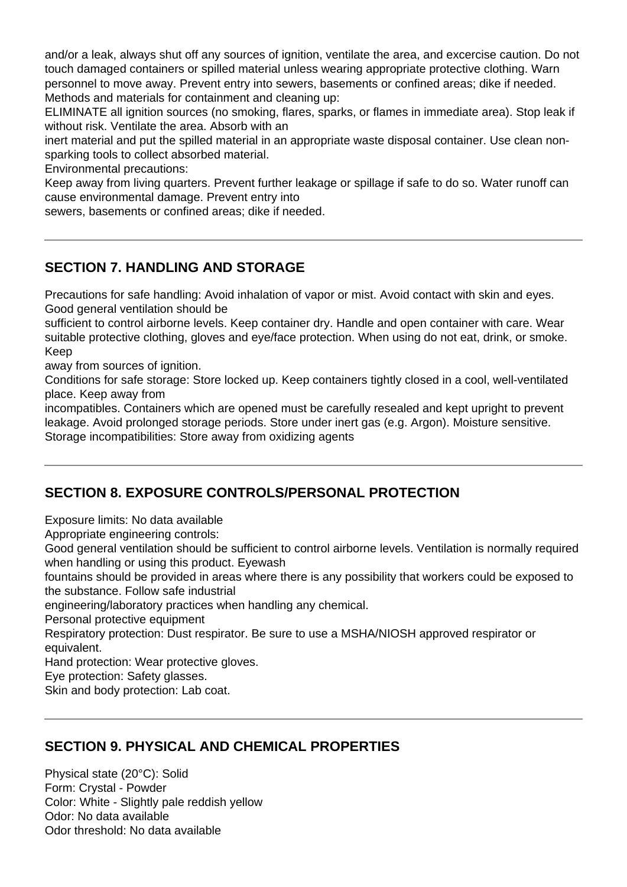and/or a leak, always shut off any sources of ignition, ventilate the area, and excercise caution. Do not touch damaged containers or spilled material unless wearing appropriate protective clothing. Warn personnel to move away. Prevent entry into sewers, basements or confined areas; dike if needed.

Methods and materials for containment and cleaning up:

ELIMINATE all ignition sources (no smoking, flares, sparks, or flames in immediate area). Stop leak if without risk. Ventilate the area. Absorb with an inert material and put the spilled material in an appropriate waste disposal container. Use clean non-sparking tools to collect absorbed material.

Environmental precautions:

Keep away from living quarters. Prevent further leakage or spillage if safe to do so. Water runoff can cause environmental damage. Prevent entry into sewers, basements or confined areas; dike if needed.

---

## SECTION 7. HANDLING AND STORAGE

Precautions for safe handling: Avoid inhalation of vapor or mist. Avoid contact with skin and eyes. Good general ventilation should be sufficient to control airborne levels. Keep container dry. Handle and open container with care. Wear suitable protective clothing, gloves and eye/face protection. When using do not eat, drink, or smoke. Keep away from sources of ignition.

Conditions for safe storage: Store locked up. Keep containers tightly closed in a cool, well-ventilated place. Keep away from incompatibles. Containers which are opened must be carefully resealed and kept upright to prevent leakage. Avoid prolonged storage periods. Store under inert gas (e.g. Argon). Moisture sensitive.

Storage incompatibilities: Store away from oxidizing agents

---

## SECTION 8. EXPOSURE CONTROLS/PERSONAL PROTECTION

Exposure limits: No data available

Appropriate engineering controls:

Good general ventilation should be sufficient to control airborne levels. Ventilation is normally required when handling or using this product. Eyewash fountains should be provided in areas where there is any possibility that workers could be exposed to the substance. Follow safe industrial engineering/laboratory practices when handling any chemical.

Personal protective equipment

Respiratory protection: Dust respirator. Be sure to use a MSHA/NIOSH approved respirator or equivalent.

Hand protection: Wear protective gloves.

Eye protection: Safety glasses.

Skin and body protection: Lab coat.

---

## SECTION 9. PHYSICAL AND CHEMICAL PROPERTIES

Physical state (20°C): Solid

Form: Crystal - Powder

Color: White - Slightly pale reddish yellow

Odor: No data available

Odor threshold: No data available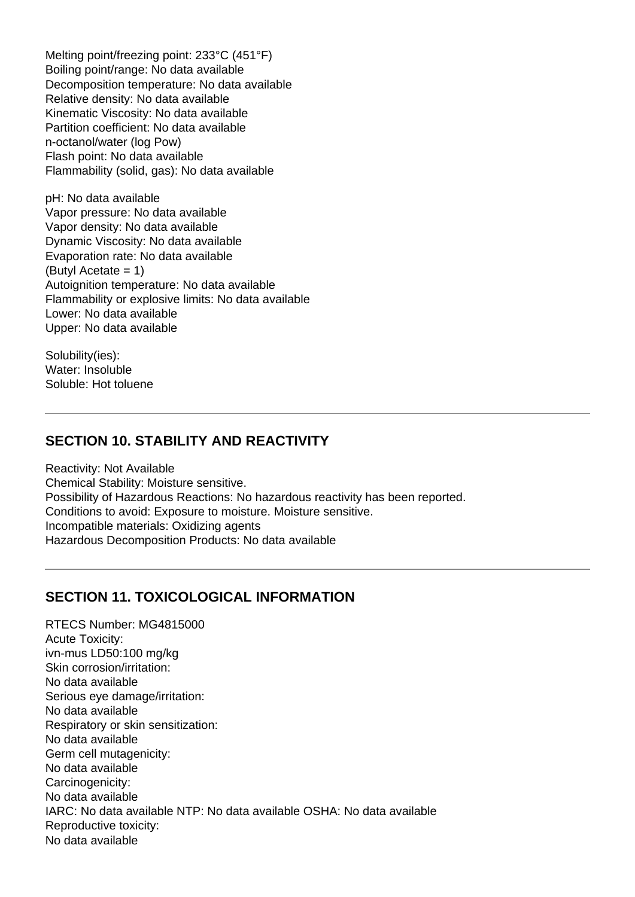Melting point/freezing point: 233°C (451°F)
Boiling point/range: No data available
Decomposition temperature: No data available
Relative density: No data available
Kinematic Viscosity: No data available
Partition coefficient: No data available
n-octanol/water (log Pow)
Flash point: No data available
Flammability (solid, gas): No data available

pH: No data available
Vapor pressure: No data available
Vapor density: No data available
Dynamic Viscosity: No data available
Evaporation rate: No data available
(Butyl Acetate = 1)
Autoignition temperature: No data available
Flammability or explosive limits: No data available
Lower: No data available
Upper: No data available

Solubility(ies):
Water: Insoluble
Soluble: Hot toluene

---

## SECTION 10. STABILITY AND REACTIVITY

Reactivity: Not Available
Chemical Stability: Moisture sensitive.
Possibility of Hazardous Reactions: No hazardous reactivity has been reported.
Conditions to avoid: Exposure to moisture. Moisture sensitive.
Incompatible materials: Oxidizing agents
Hazardous Decomposition Products: No data available

---

## SECTION 11. TOXICOLOGICAL INFORMATION

RTECS Number: MG4815000
Acute Toxicity:
ivn-mus LD50:100 mg/kg
Skin corrosion/irritation:
No data available
Serious eye damage/irritation:
No data available
Respiratory or skin sensitization:
No data available
Germ cell mutagenicity:
No data available
Carcinogenicity:
No data available
IARC: No data available NTP: No data available OSHA: No data available
Reproductive toxicity:
No data available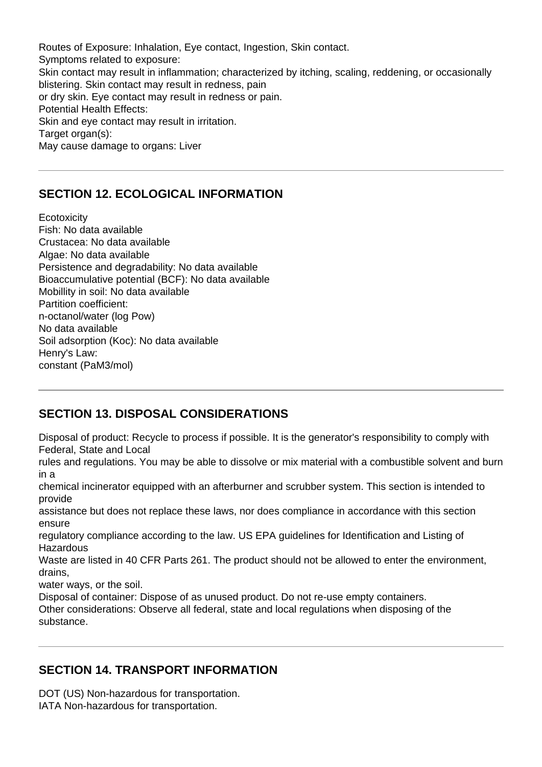Routes of Exposure: Inhalation, Eye contact, Ingestion, Skin contact.
Symptoms related to exposure:
Skin contact may result in inflammation; characterized by itching, scaling, reddening, or occasionally blistering. Skin contact may result in redness, pain
or dry skin. Eye contact may result in redness or pain.
Potential Health Effects:
Skin and eye contact may result in irritation.
Target organ(s):
May cause damage to organs: Liver

## SECTION 12. ECOLOGICAL INFORMATION

Ecotoxicity
Fish: No data available
Crustacea: No data available
Algae: No data available
Persistence and degradability: No data available
Bioaccumulative potential (BCF): No data available
Mobillity in soil: No data available
Partition coefficient:
n-octanol/water (log Pow)
No data available
Soil adsorption (Koc): No data available
Henry's Law:
constant (PaM3/mol)

## SECTION 13. DISPOSAL CONSIDERATIONS

Disposal of product: Recycle to process if possible. It is the generator's responsibility to comply with Federal, State and Local
rules and regulations. You may be able to dissolve or mix material with a combustible solvent and burn in a
chemical incinerator equipped with an afterburner and scrubber system. This section is intended to provide
assistance but does not replace these laws, nor does compliance in accordance with this section ensure
regulatory compliance according to the law. US EPA guidelines for Identification and Listing of Hazardous
Waste are listed in 40 CFR Parts 261. The product should not be allowed to enter the environment, drains,
water ways, or the soil.
Disposal of container: Dispose of as unused product. Do not re-use empty containers.
Other considerations: Observe all federal, state and local regulations when disposing of the substance.

## SECTION 14. TRANSPORT INFORMATION

DOT (US) Non-hazardous for transportation.
IATA Non-hazardous for transportation.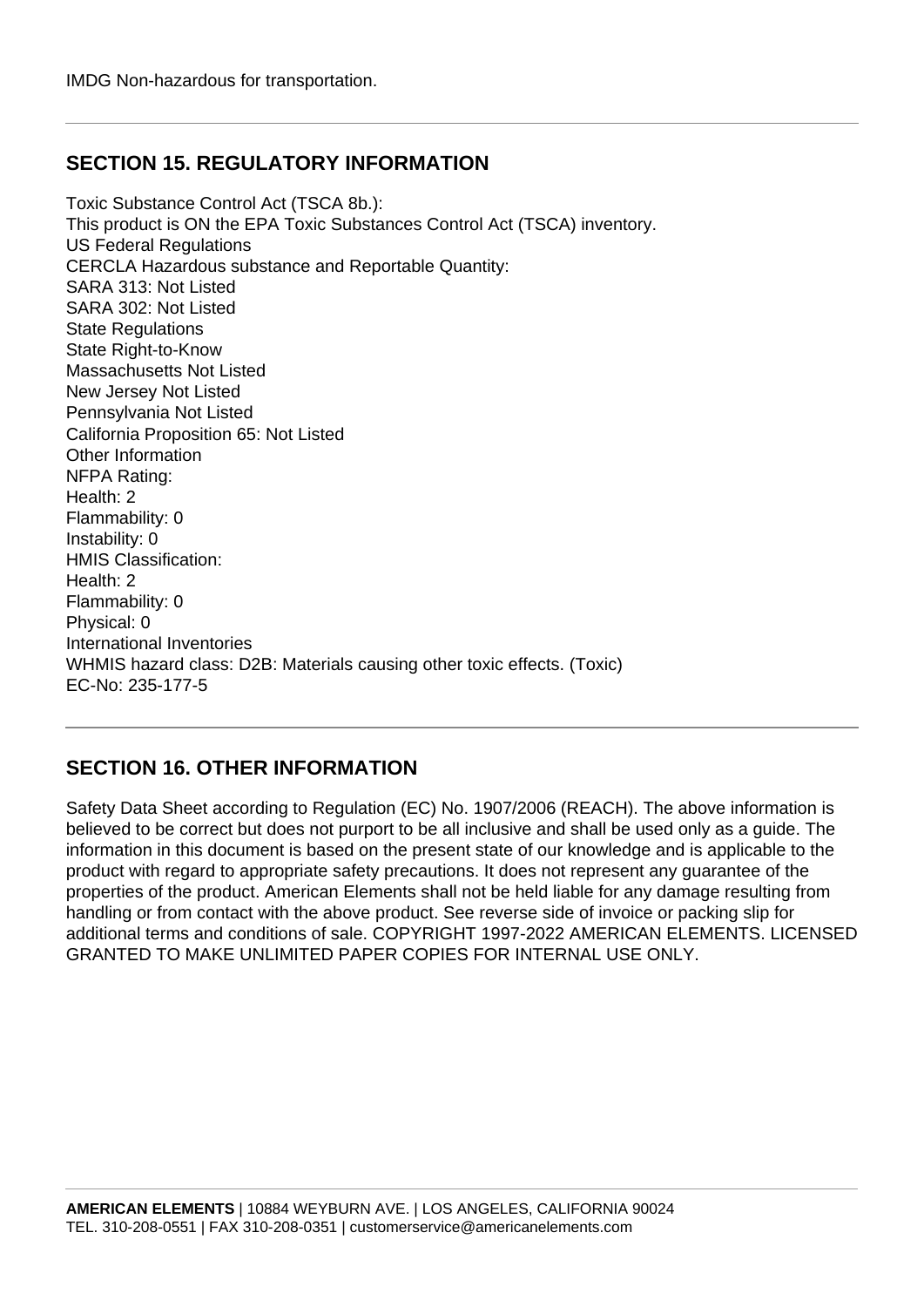IMDG Non-hazardous for transportation.

## SECTION 15. REGULATORY INFORMATION

Toxic Substance Control Act (TSCA 8b.):
This product is ON the EPA Toxic Substances Control Act (TSCA) inventory.
US Federal Regulations
CERCLA Hazardous substance and Reportable Quantity:
SARA 313: Not Listed
SARA 302: Not Listed
State Regulations
State Right-to-Know
Massachusetts Not Listed
New Jersey Not Listed
Pennsylvania Not Listed
California Proposition 65: Not Listed
Other Information
NFPA Rating:
Health: 2
Flammability: 0
Instability: 0
HMIS Classification:
Health: 2
Flammability: 0
Physical: 0
International Inventories
WHMIS hazard class: D2B: Materials causing other toxic effects. (Toxic)
EC-No: 235-177-5

## SECTION 16. OTHER INFORMATION

Safety Data Sheet according to Regulation (EC) No. 1907/2006 (REACH). The above information is believed to be correct but does not purport to be all inclusive and shall be used only as a guide. The information in this document is based on the present state of our knowledge and is applicable to the product with regard to appropriate safety precautions. It does not represent any guarantee of the properties of the product. American Elements shall not be held liable for any damage resulting from handling or from contact with the above product. See reverse side of invoice or packing slip for additional terms and conditions of sale. COPYRIGHT 1997-2022 AMERICAN ELEMENTS. LICENSED GRANTED TO MAKE UNLIMITED PAPER COPIES FOR INTERNAL USE ONLY.